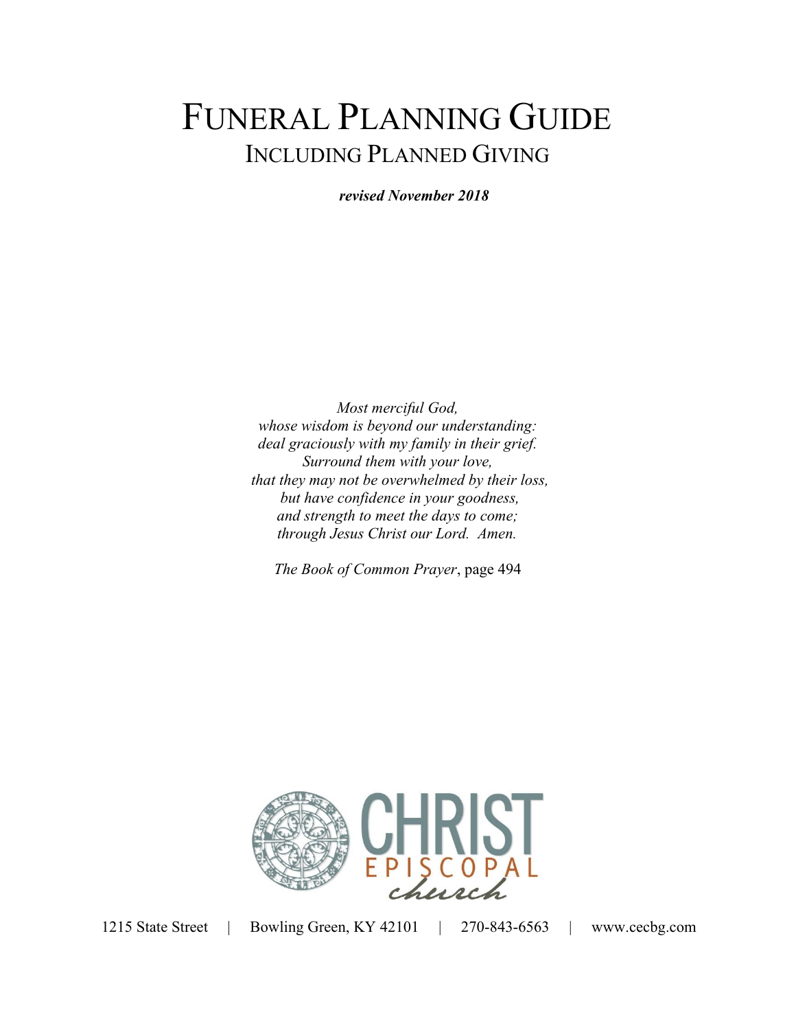# FUNERAL PLANNING GUIDE

## INCLUDING PLANNED GIVING

***revised November 2018***

*Most merciful God,*
*whose wisdom is beyond our understanding:*
*deal graciously with my family in their grief.*
*Surround them with your love,*
*that they may not be overwhelmed by their loss,*
*but have confidence in your goodness,*
*and strength to meet the days to come;*
*through Jesus Christ our Lord. Amen.*

*The Book of Common Prayer*, page 494

CHRIST EPISCOPAL church

1215 State Street | Bowling Green, KY 42101 | 270-843-6563 | www.cecbg.com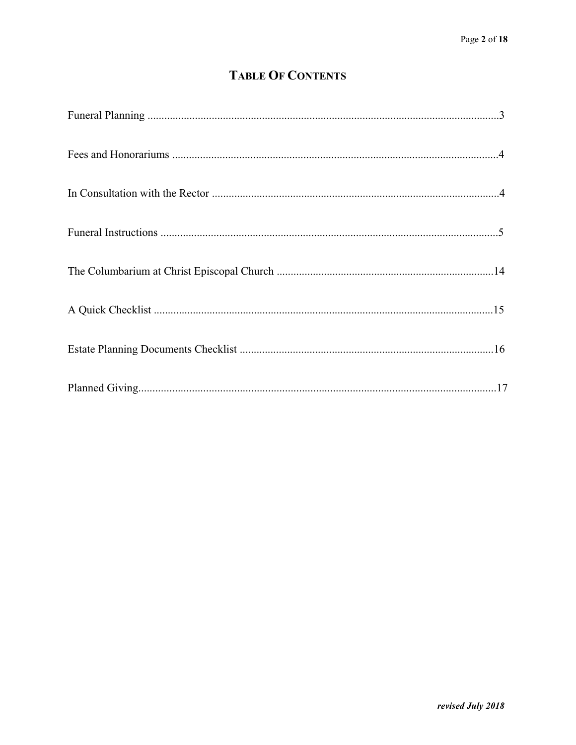# TABLE OF CONTENTS

Funeral Planning ....................................................................................................................3

Fees and Honorariums ...........................................................................................................4

In Consultation with the Rector ..............................................................................................4

Funeral Instructions ...............................................................................................................5

The Columbarium at Christ Episcopal Church .....................................................................14

A Quick Checklist ................................................................................................................15

Estate Planning Documents Checklist ..................................................................................16

Planned Giving......................................................................................................................17

***revised July 2018***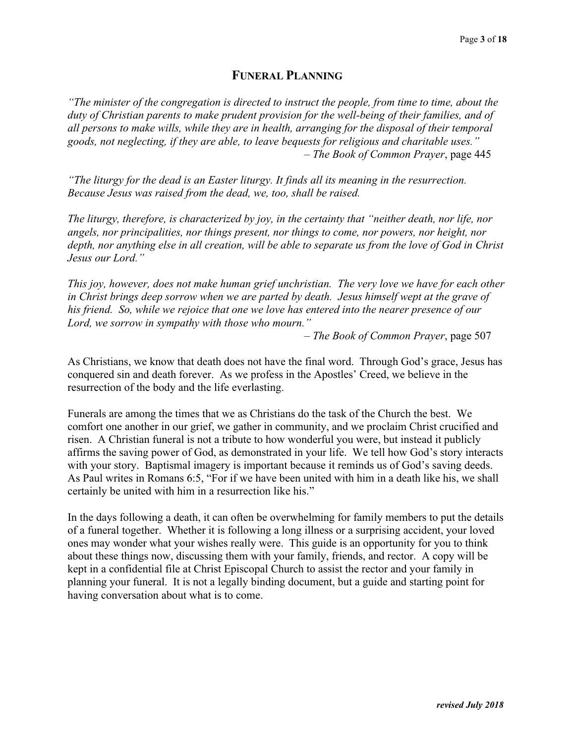# FUNERAL PLANNING

*"The minister of the congregation is directed to instruct the people, from time to time, about the duty of Christian parents to make prudent provision for the well-being of their families, and of all persons to make wills, while they are in health, arranging for the disposal of their temporal goods, not neglecting, if they are able, to leave bequests for religious and charitable uses."*
– *The Book of Common Prayer*, page 445

*"The liturgy for the dead is an Easter liturgy. It finds all its meaning in the resurrection. Because Jesus was raised from the dead, we, too, shall be raised.*

*The liturgy, therefore, is characterized by joy, in the certainty that "neither death, nor life, nor angels, nor principalities, nor things present, nor things to come, nor powers, nor height, nor depth, nor anything else in all creation, will be able to separate us from the love of God in Christ Jesus our Lord."*

*This joy, however, does not make human grief unchristian. The very love we have for each other in Christ brings deep sorrow when we are parted by death. Jesus himself wept at the grave of his friend. So, while we rejoice that one we love has entered into the nearer presence of our Lord, we sorrow in sympathy with those who mourn."*
– *The Book of Common Prayer*, page 507

As Christians, we know that death does not have the final word. Through God's grace, Jesus has conquered sin and death forever. As we profess in the Apostles' Creed, we believe in the resurrection of the body and the life everlasting.

Funerals are among the times that we as Christians do the task of the Church the best. We comfort one another in our grief, we gather in community, and we proclaim Christ crucified and risen. A Christian funeral is not a tribute to how wonderful you were, but instead it publicly affirms the saving power of God, as demonstrated in your life. We tell how God's story interacts with your story. Baptismal imagery is important because it reminds us of God's saving deeds. As Paul writes in Romans 6:5, "For if we have been united with him in a death like his, we shall certainly be united with him in a resurrection like his."

In the days following a death, it can often be overwhelming for family members to put the details of a funeral together. Whether it is following a long illness or a surprising accident, your loved ones may wonder what your wishes really were. This guide is an opportunity for you to think about these things now, discussing them with your family, friends, and rector. A copy will be kept in a confidential file at Christ Episcopal Church to assist the rector and your family in planning your funeral. It is not a legally binding document, but a guide and starting point for having conversation about what is to come.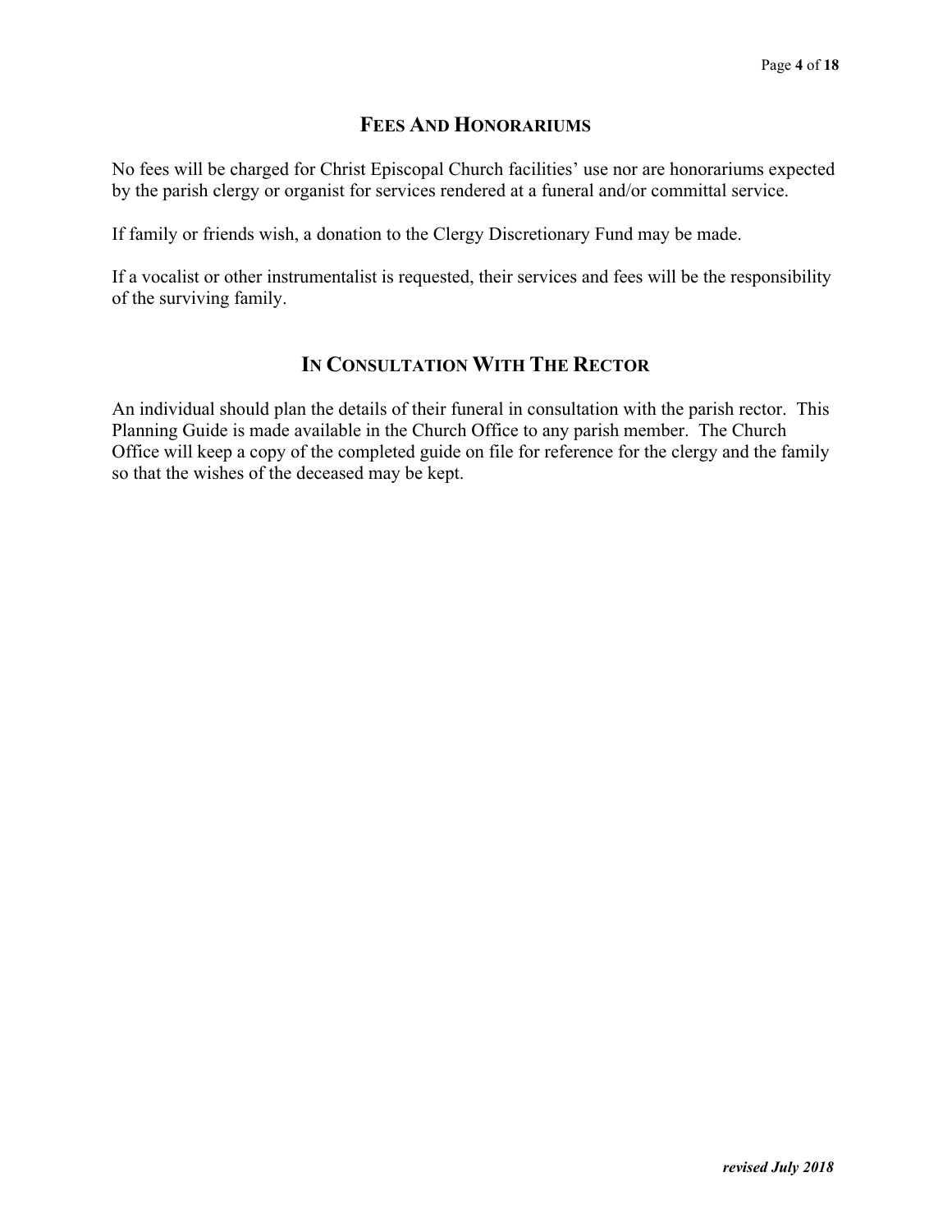## Fees And Honorariums

No fees will be charged for Christ Episcopal Church facilities' use nor are honorariums expected by the parish clergy or organist for services rendered at a funeral and/or committal service.

If family or friends wish, a donation to the Clergy Discretionary Fund may be made.

If a vocalist or other instrumentalist is requested, their services and fees will be the responsibility of the surviving family.

## In Consultation With The Rector

An individual should plan the details of their funeral in consultation with the parish rector. This Planning Guide is made available in the Church Office to any parish member. The Church Office will keep a copy of the completed guide on file for reference for the clergy and the family so that the wishes of the deceased may be kept.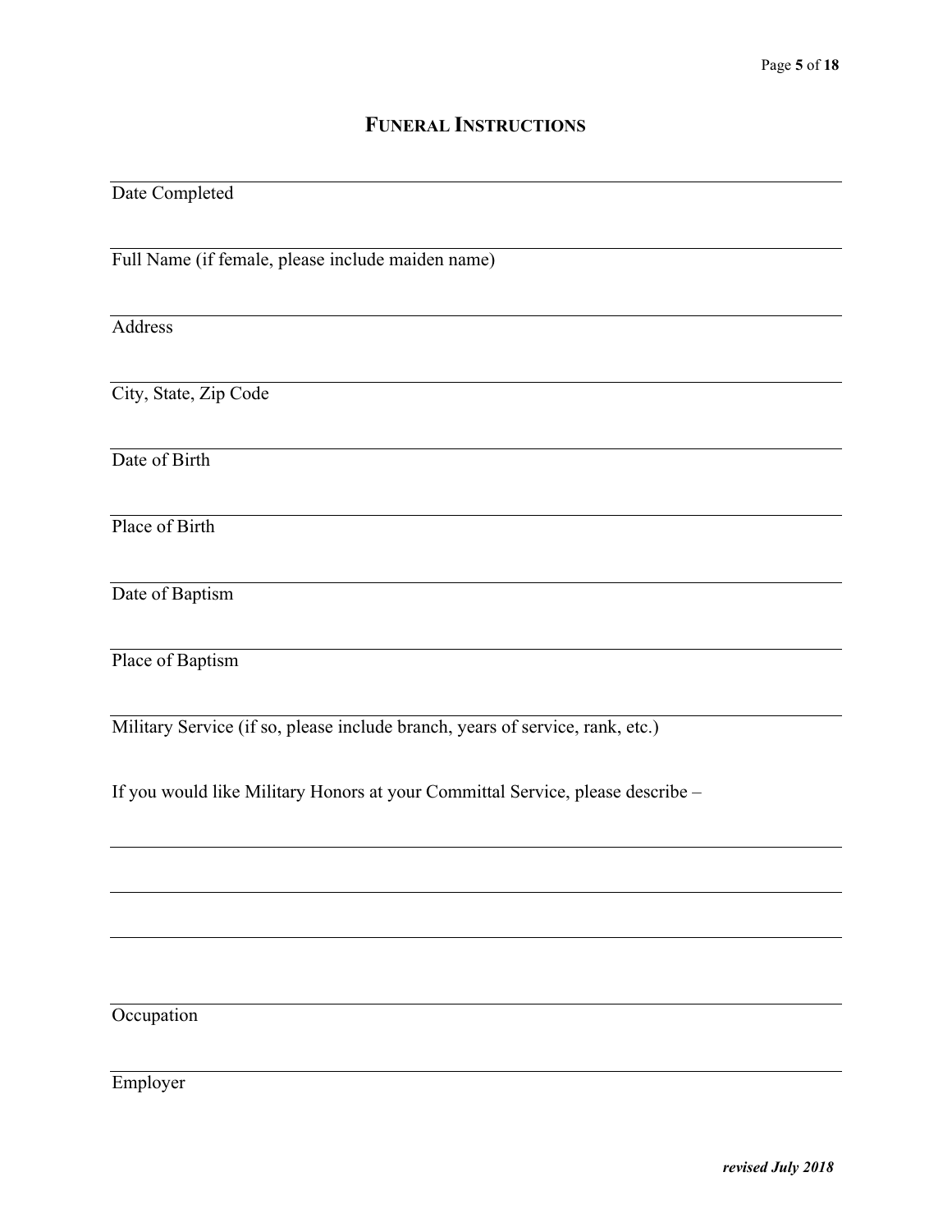## FUNERAL INSTRUCTIONS

Date Completed

Full Name (if female, please include maiden name)

Address

City, State, Zip Code

Date of Birth

Place of Birth

Date of Baptism

Place of Baptism

Military Service (if so, please include branch, years of service, rank, etc.)

If you would like Military Honors at your Committal Service, please describe –

Occupation

Employer

*revised July 2018*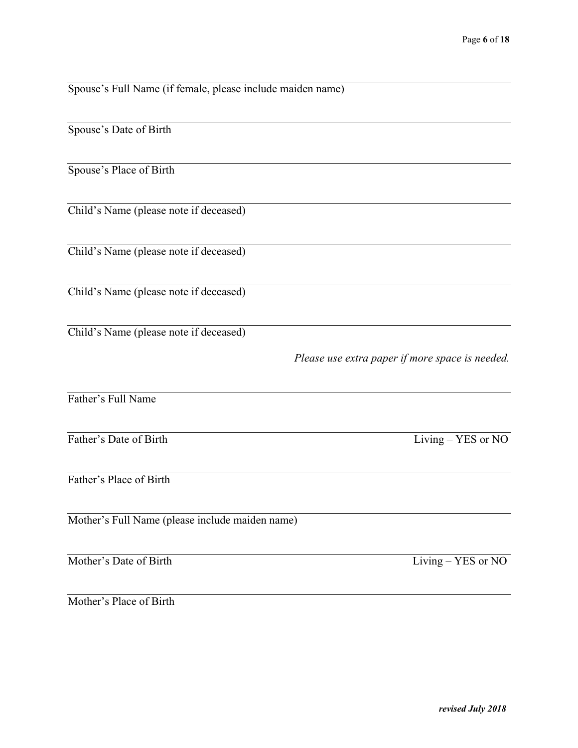___________________________________________________________________________
Spouse's Full Name (if female, please include maiden name)

___________________________________________________________________________
Spouse's Date of Birth

___________________________________________________________________________
Spouse's Place of Birth

___________________________________________________________________________
Child's Name (please note if deceased)

___________________________________________________________________________
Child's Name (please note if deceased)

___________________________________________________________________________
Child's Name (please note if deceased)

___________________________________________________________________________
Child's Name (please note if deceased)

*Please use extra paper if more space is needed.*

___________________________________________________________________________
Father's Full Name

___________________________________________________________________________
Father's Date of Birth Living – YES or NO

___________________________________________________________________________
Father's Place of Birth

___________________________________________________________________________
Mother's Full Name (please include maiden name)

___________________________________________________________________________
Mother's Date of Birth Living – YES or NO

___________________________________________________________________________
Mother's Place of Birth

***revised July 2018***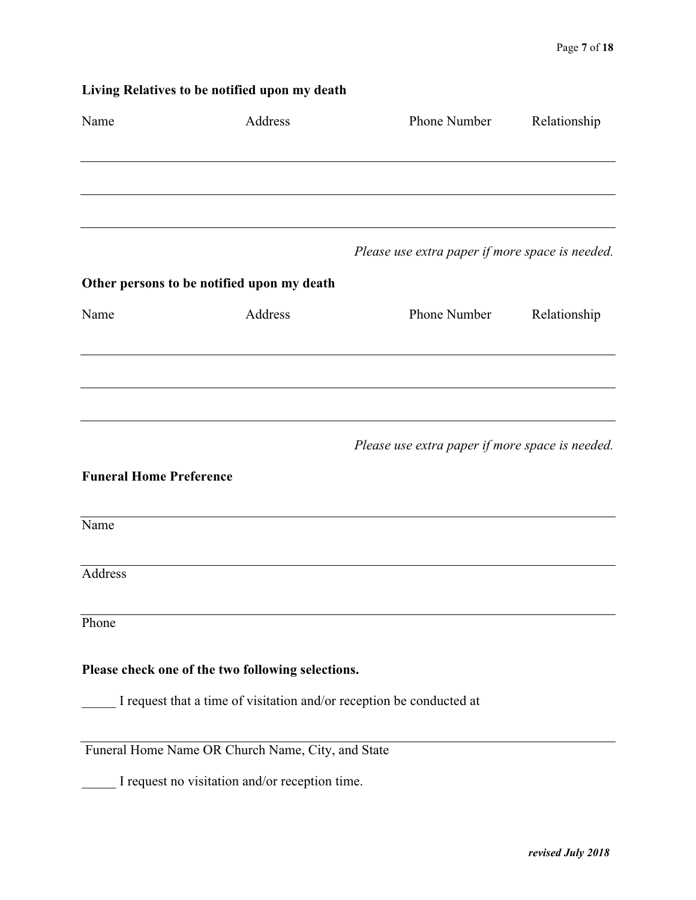**Living Relatives to be notified upon my death**

| Name | Address | Phone Number | Relationship |
|---|---|---|---|
| | | | |
| | | | |
| | | | |

*Please use extra paper if more space is needed.*

**Other persons to be notified upon my death**

| Name | Address | Phone Number | Relationship |
|---|---|---|---|
| | | | |
| | | | |
| | | | |

*Please use extra paper if more space is needed.*

**Funeral Home Preference**

______________________________________________
Name

______________________________________________
Address

______________________________________________
Phone

**Please check one of the two following selections.**

_____ I request that a time of visitation and/or reception be conducted at

______________________________________________
Funeral Home Name OR Church Name, City, and State

_____ I request no visitation and/or reception time.

***revised July 2018***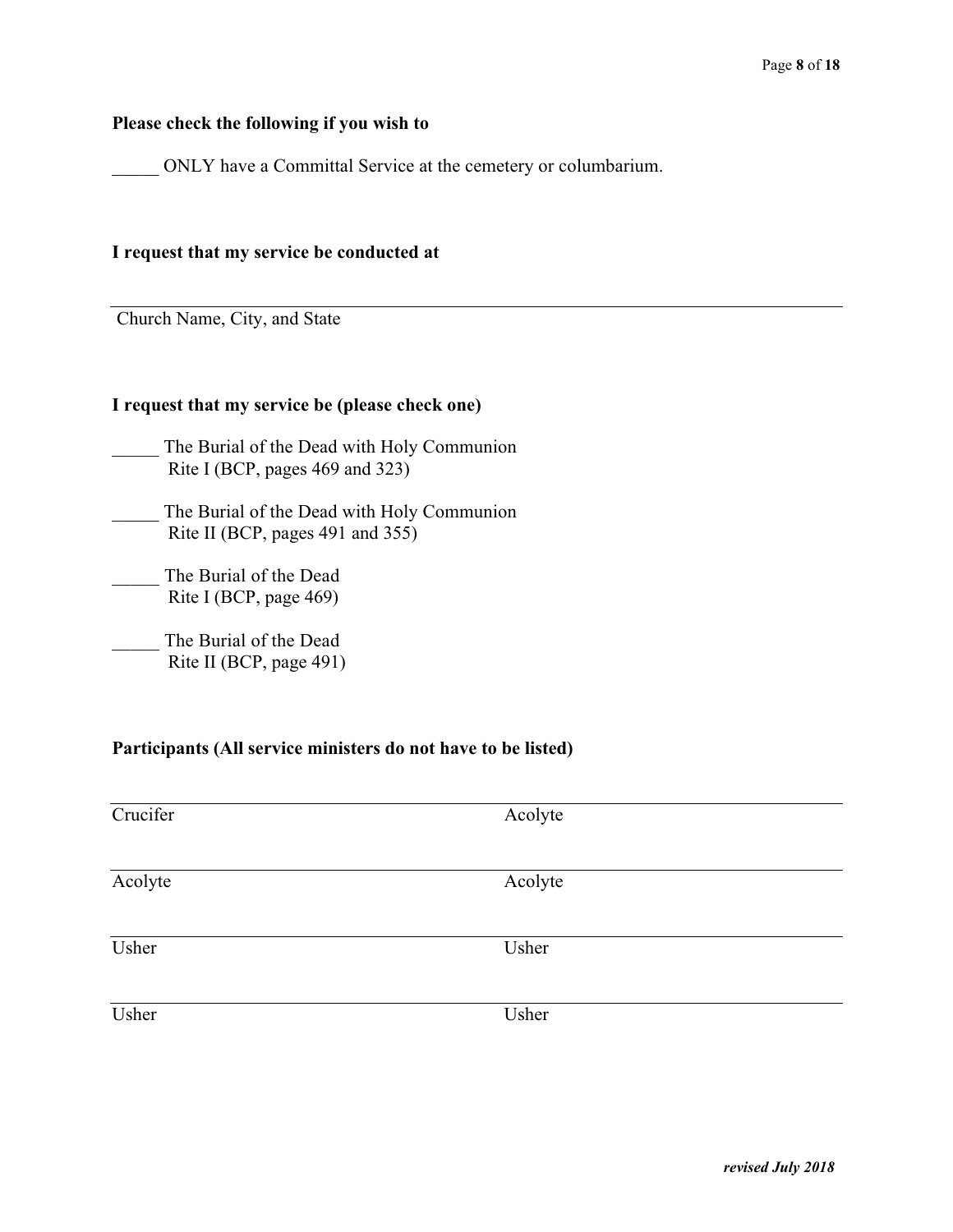**Please check the following if you wish to**

_____ ONLY have a Committal Service at the cemetery or columbarium.

**I request that my service be conducted at**

______________________________________________________________________

Church Name, City, and State

**I request that my service be (please check one)**

_____ The Burial of the Dead with Holy Communion
Rite I (BCP, pages 469 and 323)

_____ The Burial of the Dead with Holy Communion
Rite II (BCP, pages 491 and 355)

_____ The Burial of the Dead
Rite I (BCP, page 469)

_____ The Burial of the Dead
Rite II (BCP, page 491)

**Participants (All service ministers do not have to be listed)**

| | |
|---|---|
| Crucifer | Acolyte |
| Acolyte | Acolyte |
| Usher | Usher |
| Usher | Usher |

*revised July 2018*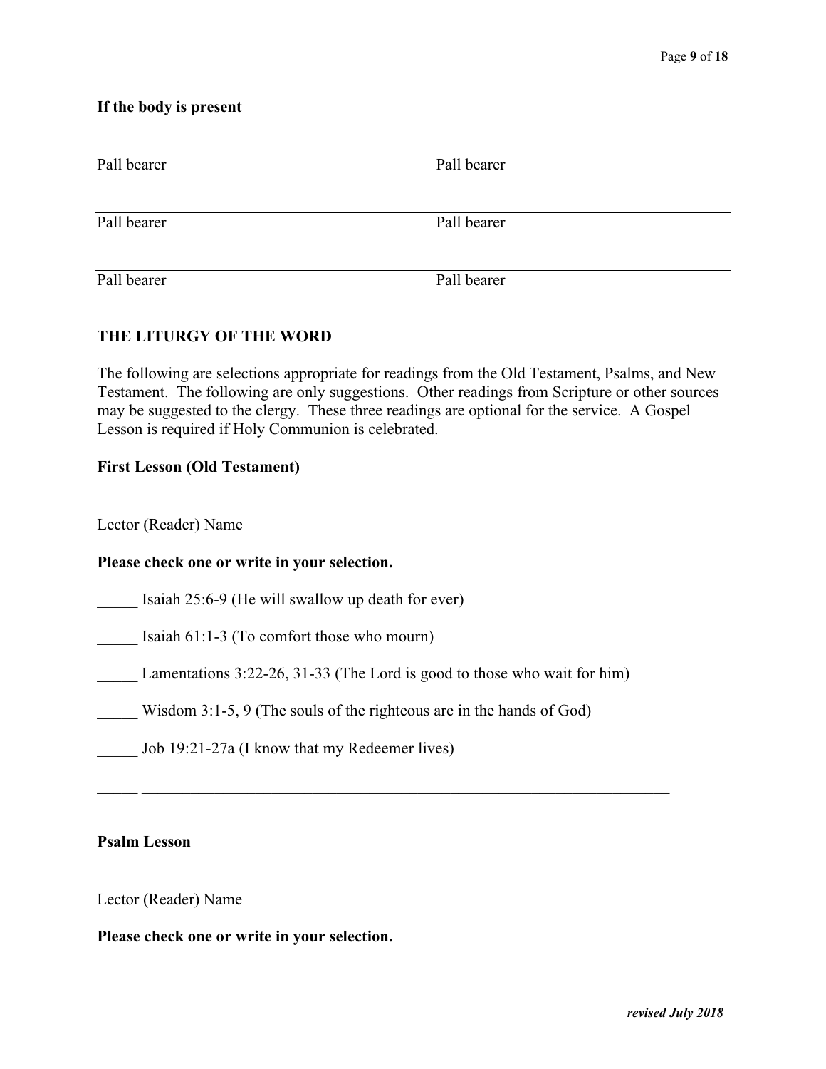**If the body is present**

| Pall bearer | Pall bearer |
|---|---|
| Pall bearer | Pall bearer |
| Pall bearer | Pall bearer |

**THE LITURGY OF THE WORD**

The following are selections appropriate for readings from the Old Testament, Psalms, and New Testament. The following are only suggestions. Other readings from Scripture or other sources may be suggested to the clergy. These three readings are optional for the service. A Gospel Lesson is required if Holy Communion is celebrated.

**First Lesson (Old Testament)**

___________________________________________
Lector (Reader) Name

**Please check one or write in your selection.**

_____ Isaiah 25:6-9 (He will swallow up death for ever)

_____ Isaiah 61:1-3 (To comfort those who mourn)

_____ Lamentations 3:22-26, 31-33 (The Lord is good to those who wait for him)

_____ Wisdom 3:1-5, 9 (The souls of the righteous are in the hands of God)

_____ Job 19:21-27a (I know that my Redeemer lives)

_____ ___________________________________________

**Psalm Lesson**

___________________________________________
Lector (Reader) Name

**Please check one or write in your selection.**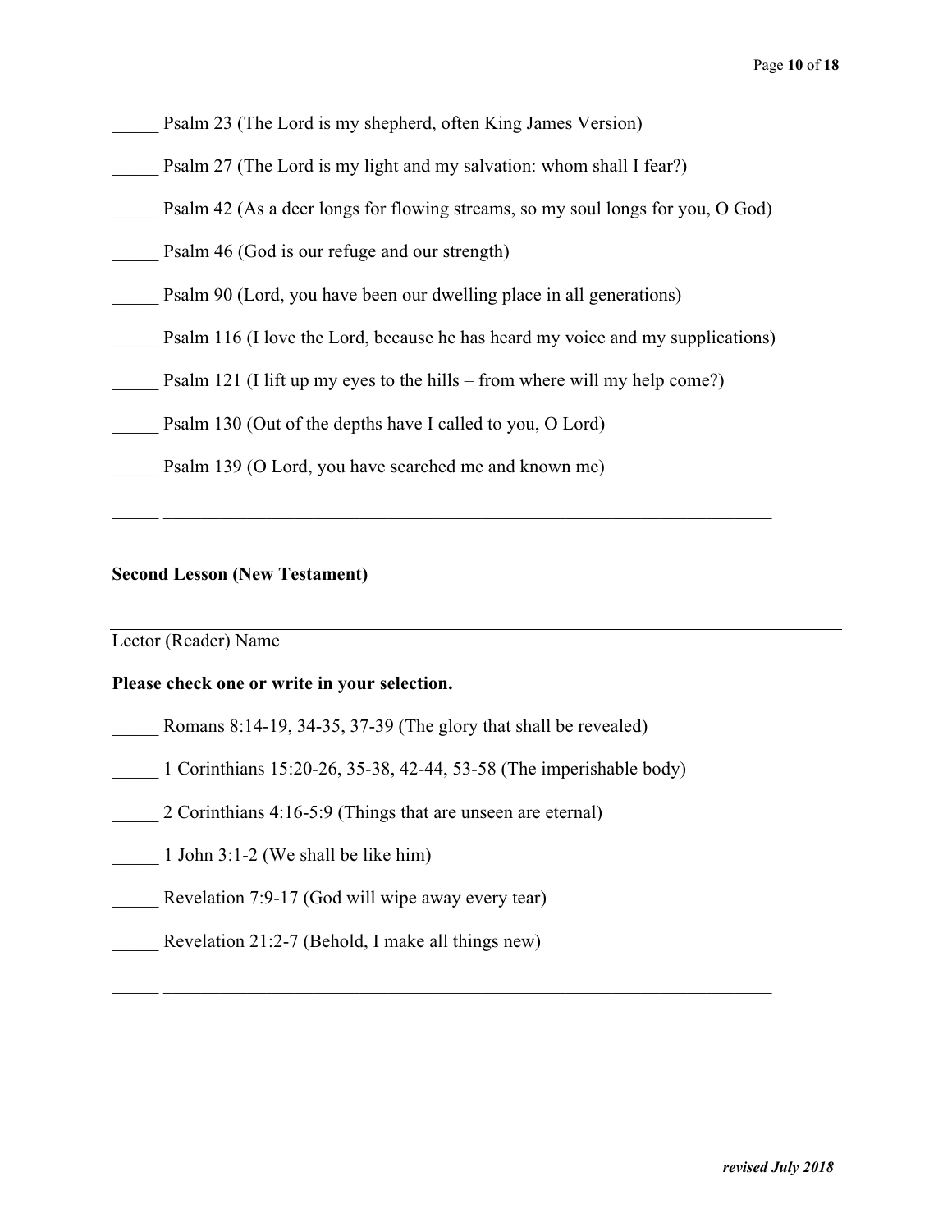_____ Psalm 23 (The Lord is my shepherd, often King James Version)

_____ Psalm 27 (The Lord is my light and my salvation: whom shall I fear?)

_____ Psalm 42 (As a deer longs for flowing streams, so my soul longs for you, O God)

_____ Psalm 46 (God is our refuge and our strength)

_____ Psalm 90 (Lord, you have been our dwelling place in all generations)

_____ Psalm 116 (I love the Lord, because he has heard my voice and my supplications)

_____ Psalm 121 (I lift up my eyes to the hills – from where will my help come?)

_____ Psalm 130 (Out of the depths have I called to you, O Lord)

_____ Psalm 139 (O Lord, you have searched me and known me)

_____ ______________________________________________________________________

**Second Lesson (New Testament)**

______________________________________________________________________________

Lector (Reader) Name

**Please check one or write in your selection.**

_____ Romans 8:14-19, 34-35, 37-39 (The glory that shall be revealed)

_____ 1 Corinthians 15:20-26, 35-38, 42-44, 53-58 (The imperishable body)

_____ 2 Corinthians 4:16-5:9 (Things that are unseen are eternal)

_____ 1 John 3:1-2 (We shall be like him)

_____ Revelation 7:9-17 (God will wipe away every tear)

_____ Revelation 21:2-7 (Behold, I make all things new)

_____ ______________________________________________________________________

*revised July 2018*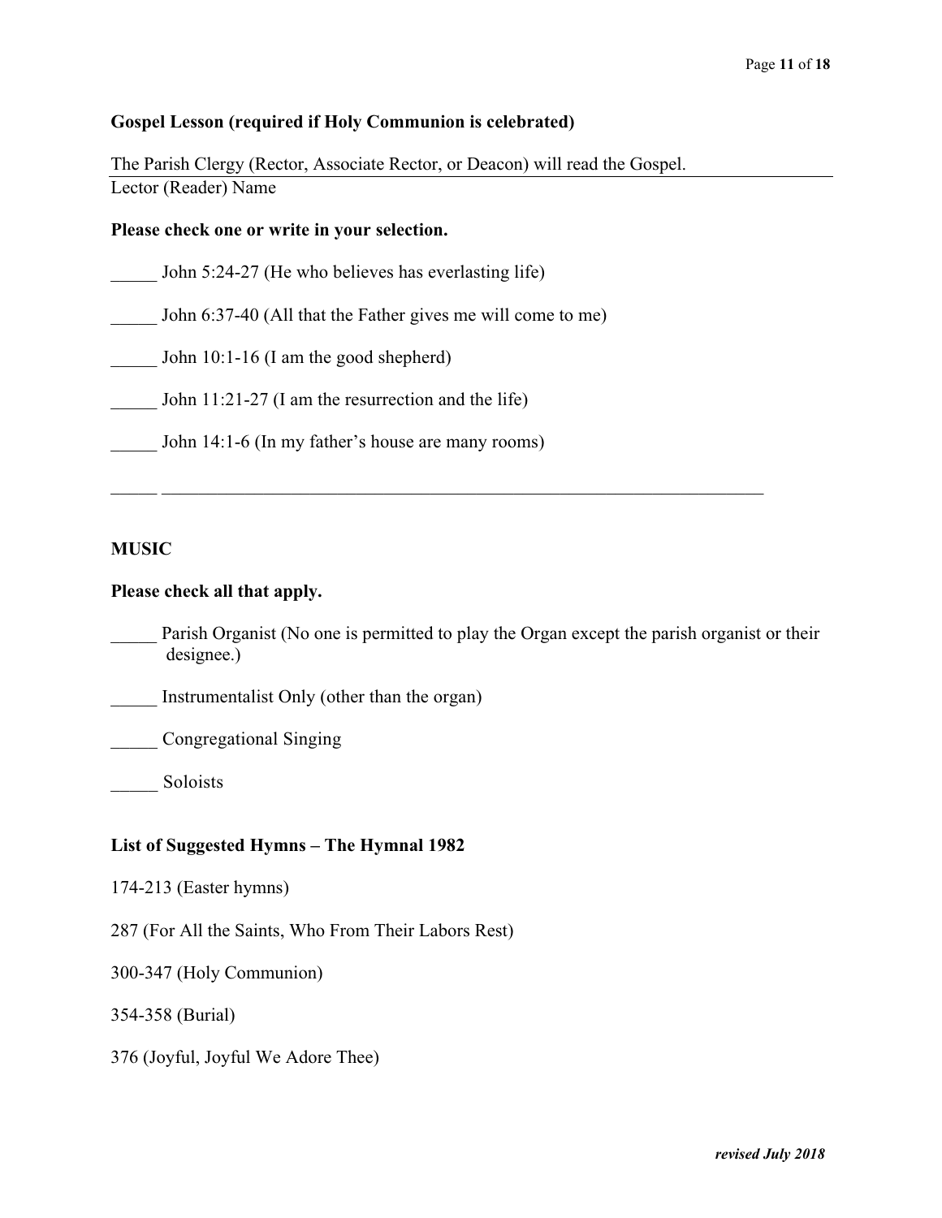**Gospel Lesson (required if Holy Communion is celebrated)**

The Parish Clergy (Rector, Associate Rector, or Deacon) will read the Gospel.
Lector (Reader) Name

**Please check one or write in your selection.**

_____ John 5:24-27 (He who believes has everlasting life)

_____ John 6:37-40 (All that the Father gives me will come to me)

_____ John 10:1-16 (I am the good shepherd)

_____ John 11:21-27 (I am the resurrection and the life)

_____ John 14:1-6 (In my father's house are many rooms)

_____ ____________________________________________________________________

**MUSIC**

**Please check all that apply.**

_____ Parish Organist (No one is permitted to play the Organ except the parish organist or their designee.)

_____ Instrumentalist Only (other than the organ)

_____ Congregational Singing

_____ Soloists

**List of Suggested Hymns – The Hymnal 1982**

174-213 (Easter hymns)

287 (For All the Saints, Who From Their Labors Rest)

300-347 (Holy Communion)

354-358 (Burial)

376 (Joyful, Joyful We Adore Thee)

*revised July 2018*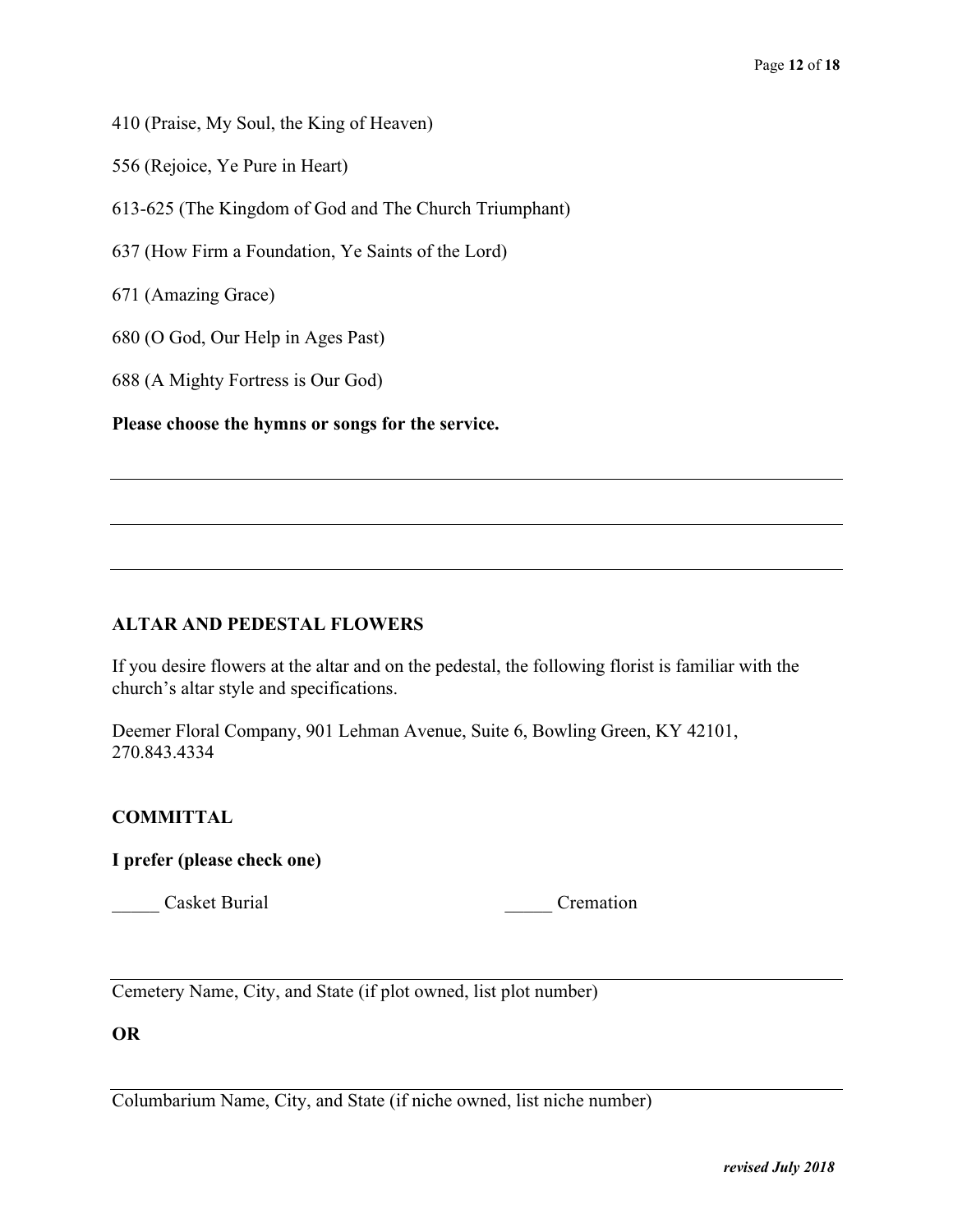410 (Praise, My Soul, the King of Heaven)

556 (Rejoice, Ye Pure in Heart)

613-625 (The Kingdom of God and The Church Triumphant)

637 (How Firm a Foundation, Ye Saints of the Lord)

671 (Amazing Grace)

680 (O God, Our Help in Ages Past)

688 (A Mighty Fortress is Our God)

**Please choose the hymns or songs for the service.**

\_\_\_\_\_\_\_\_\_\_\_\_\_\_\_\_\_\_\_\_\_\_\_\_\_\_\_\_\_\_\_\_\_\_\_\_\_\_\_\_\_\_\_\_\_\_\_\_\_\_\_\_\_\_\_\_\_\_\_\_\_\_\_\_\_\_

\_\_\_\_\_\_\_\_\_\_\_\_\_\_\_\_\_\_\_\_\_\_\_\_\_\_\_\_\_\_\_\_\_\_\_\_\_\_\_\_\_\_\_\_\_\_\_\_\_\_\_\_\_\_\_\_\_\_\_\_\_\_\_\_\_\_

\_\_\_\_\_\_\_\_\_\_\_\_\_\_\_\_\_\_\_\_\_\_\_\_\_\_\_\_\_\_\_\_\_\_\_\_\_\_\_\_\_\_\_\_\_\_\_\_\_\_\_\_\_\_\_\_\_\_\_\_\_\_\_\_\_\_

**ALTAR AND PEDESTAL FLOWERS**

If you desire flowers at the altar and on the pedestal, the following florist is familiar with the church's altar style and specifications.

Deemer Floral Company, 901 Lehman Avenue, Suite 6, Bowling Green, KY 42101, 270.843.4334

**COMMITTAL**

**I prefer (please check one)**

_____ Casket Burial _____ Cremation

\_\_\_\_\_\_\_\_\_\_\_\_\_\_\_\_\_\_\_\_\_\_\_\_\_\_\_\_\_\_\_\_\_\_\_\_\_\_\_\_\_\_\_\_\_\_\_\_\_\_\_\_\_\_\_\_\_\_\_\_\_\_\_\_\_\_

Cemetery Name, City, and State (if plot owned, list plot number)

**OR**

\_\_\_\_\_\_\_\_\_\_\_\_\_\_\_\_\_\_\_\_\_\_\_\_\_\_\_\_\_\_\_\_\_\_\_\_\_\_\_\_\_\_\_\_\_\_\_\_\_\_\_\_\_\_\_\_\_\_\_\_\_\_\_\_\_\_

Columbarium Name, City, and State (if niche owned, list niche number)

***revised July 2018***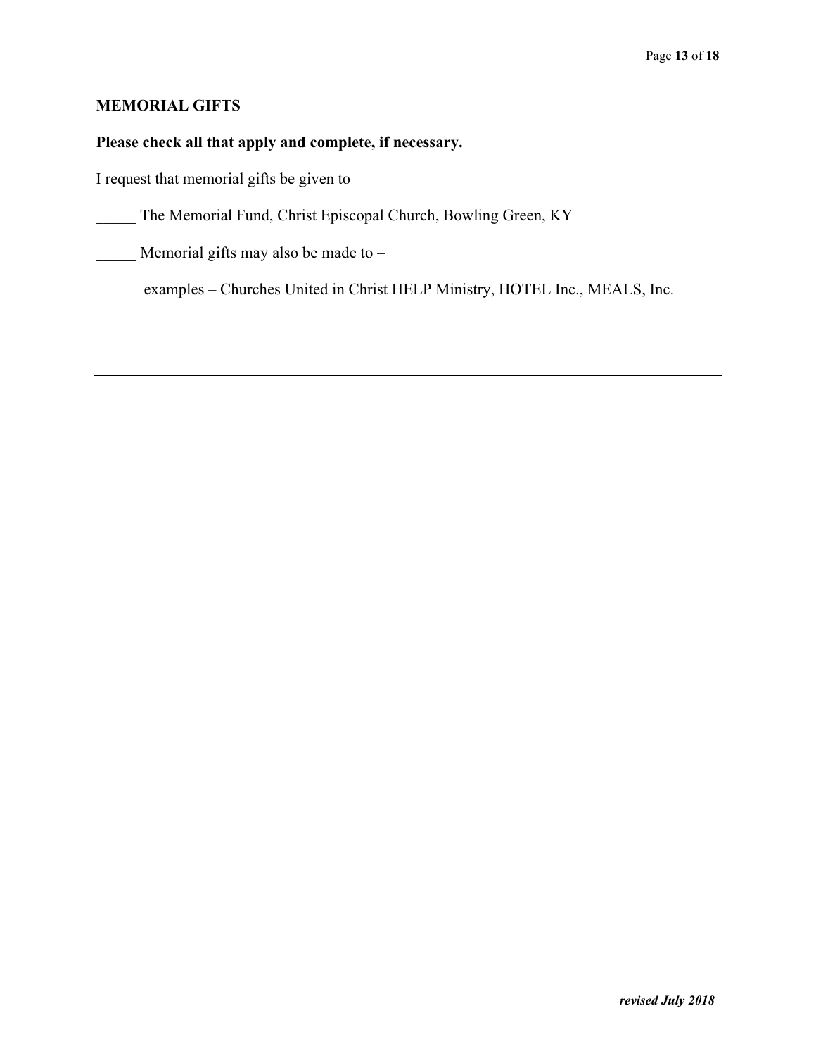## MEMORIAL GIFTS

**Please check all that apply and complete, if necessary.**

I request that memorial gifts be given to –

_____ The Memorial Fund, Christ Episcopal Church, Bowling Green, KY

_____ Memorial gifts may also be made to –

examples – Churches United in Christ HELP Ministry, HOTEL Inc., MEALS, Inc.

______________________________________________________________________________

______________________________________________________________________________

*revised July 2018*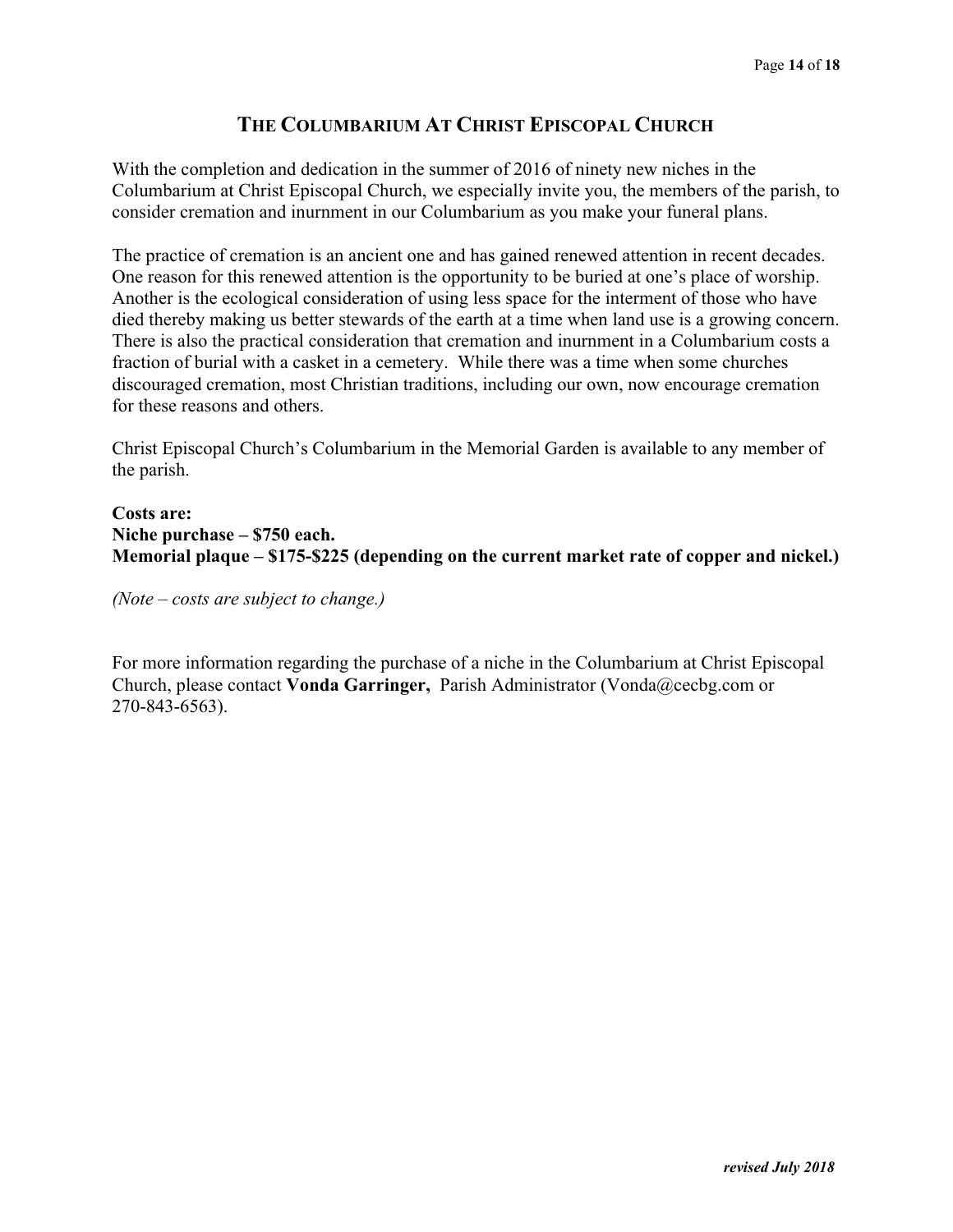# THE COLUMBARIUM AT CHRIST EPISCOPAL CHURCH

With the completion and dedication in the summer of 2016 of ninety new niches in the Columbarium at Christ Episcopal Church, we especially invite you, the members of the parish, to consider cremation and inurnment in our Columbarium as you make your funeral plans.

The practice of cremation is an ancient one and has gained renewed attention in recent decades. One reason for this renewed attention is the opportunity to be buried at one's place of worship. Another is the ecological consideration of using less space for the interment of those who have died thereby making us better stewards of the earth at a time when land use is a growing concern. There is also the practical consideration that cremation and inurnment in a Columbarium costs a fraction of burial with a casket in a cemetery. While there was a time when some churches discouraged cremation, most Christian traditions, including our own, now encourage cremation for these reasons and others.

Christ Episcopal Church's Columbarium in the Memorial Garden is available to any member of the parish.

**Costs are:**
**Niche purchase – $750 each.**
**Memorial plaque – $175-$225 (depending on the current market rate of copper and nickel.)**

*(Note – costs are subject to change.)*

For more information regarding the purchase of a niche in the Columbarium at Christ Episcopal Church, please contact **Vonda Garringer,** Parish Administrator (Vonda@cecbg.com or 270-843-6563).

***revised July 2018***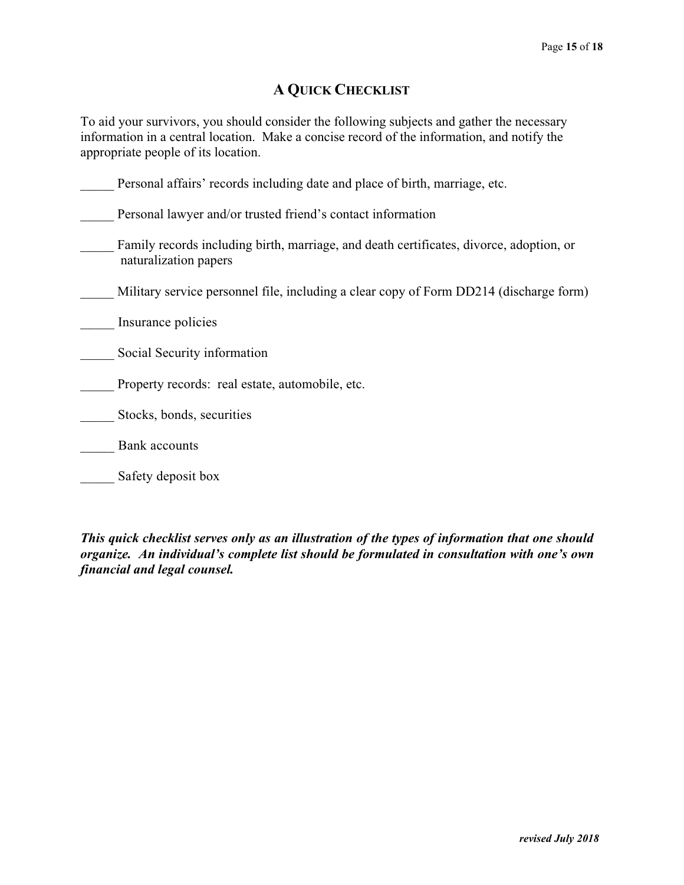## A Quick Checklist

To aid your survivors, you should consider the following subjects and gather the necessary information in a central location. Make a concise record of the information, and notify the appropriate people of its location.

_____ Personal affairs' records including date and place of birth, marriage, etc.

_____ Personal lawyer and/or trusted friend's contact information

_____ Family records including birth, marriage, and death certificates, divorce, adoption, or naturalization papers

_____ Military service personnel file, including a clear copy of Form DD214 (discharge form)

_____ Insurance policies

_____ Social Security information

_____ Property records: real estate, automobile, etc.

_____ Stocks, bonds, securities

_____ Bank accounts

_____ Safety deposit box

***This quick checklist serves only as an illustration of the types of information that one should organize. An individual's complete list should be formulated in consultation with one's own financial and legal counsel.***

***revised July 2018***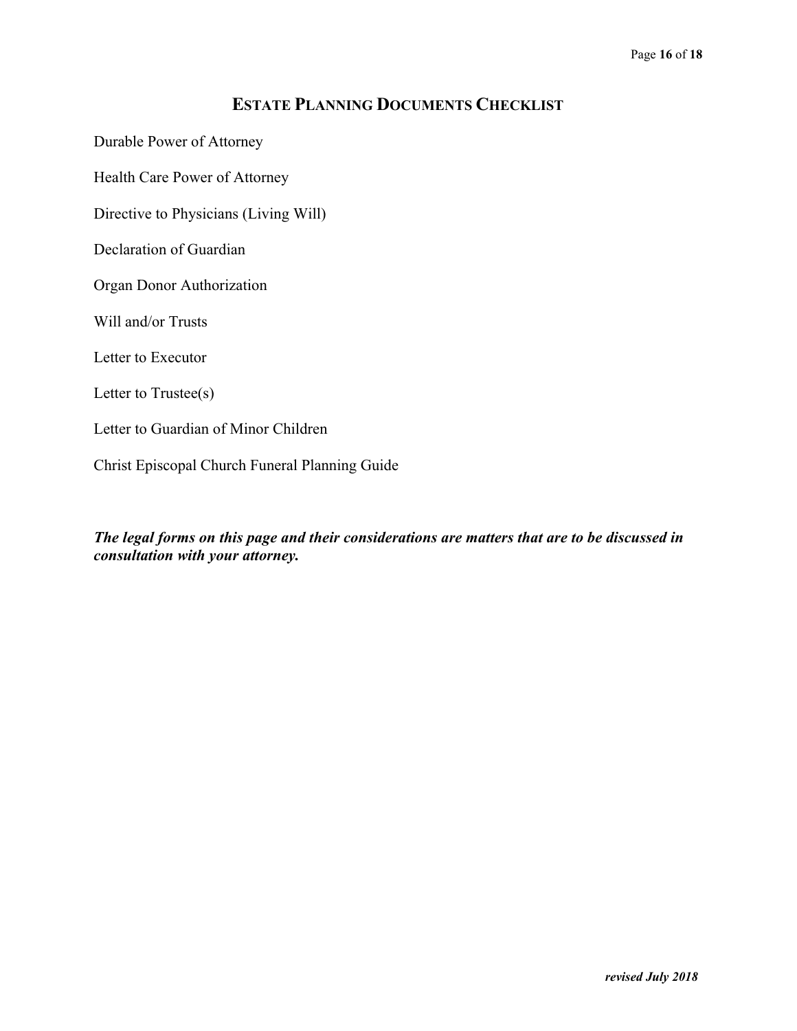# ESTATE PLANNING DOCUMENTS CHECKLIST

Durable Power of Attorney

Health Care Power of Attorney

Directive to Physicians (Living Will)

Declaration of Guardian

Organ Donor Authorization

Will and/or Trusts

Letter to Executor

Letter to Trustee(s)

Letter to Guardian of Minor Children

Christ Episcopal Church Funeral Planning Guide

***The legal forms on this page and their considerations are matters that are to be discussed in consultation with your attorney.***

***revised July 2018***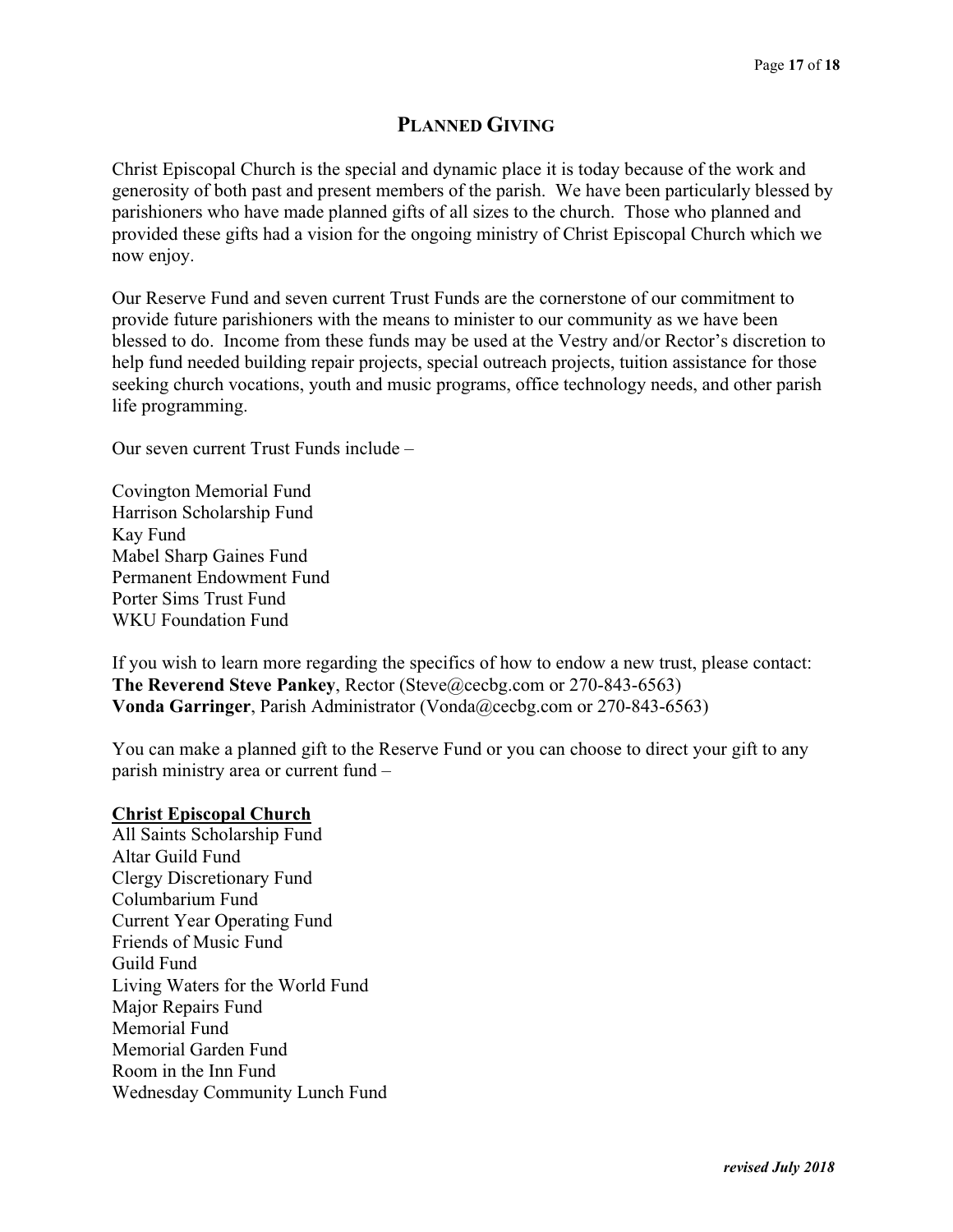## PLANNED GIVING

Christ Episcopal Church is the special and dynamic place it is today because of the work and generosity of both past and present members of the parish. We have been particularly blessed by parishioners who have made planned gifts of all sizes to the church. Those who planned and provided these gifts had a vision for the ongoing ministry of Christ Episcopal Church which we now enjoy.

Our Reserve Fund and seven current Trust Funds are the cornerstone of our commitment to provide future parishioners with the means to minister to our community as we have been blessed to do. Income from these funds may be used at the Vestry and/or Rector's discretion to help fund needed building repair projects, special outreach projects, tuition assistance for those seeking church vocations, youth and music programs, office technology needs, and other parish life programming.

Our seven current Trust Funds include –

Covington Memorial Fund
Harrison Scholarship Fund
Kay Fund
Mabel Sharp Gaines Fund
Permanent Endowment Fund
Porter Sims Trust Fund
WKU Foundation Fund

If you wish to learn more regarding the specifics of how to endow a new trust, please contact:
**The Reverend Steve Pankey**, Rector (Steve@cecbg.com or 270-843-6563)
**Vonda Garringer**, Parish Administrator (Vonda@cecbg.com or 270-843-6563)

You can make a planned gift to the Reserve Fund or you can choose to direct your gift to any parish ministry area or current fund –

**Christ Episcopal Church**
All Saints Scholarship Fund
Altar Guild Fund
Clergy Discretionary Fund
Columbarium Fund
Current Year Operating Fund
Friends of Music Fund
Guild Fund
Living Waters for the World Fund
Major Repairs Fund
Memorial Fund
Memorial Garden Fund
Room in the Inn Fund
Wednesday Community Lunch Fund

***revised July 2018***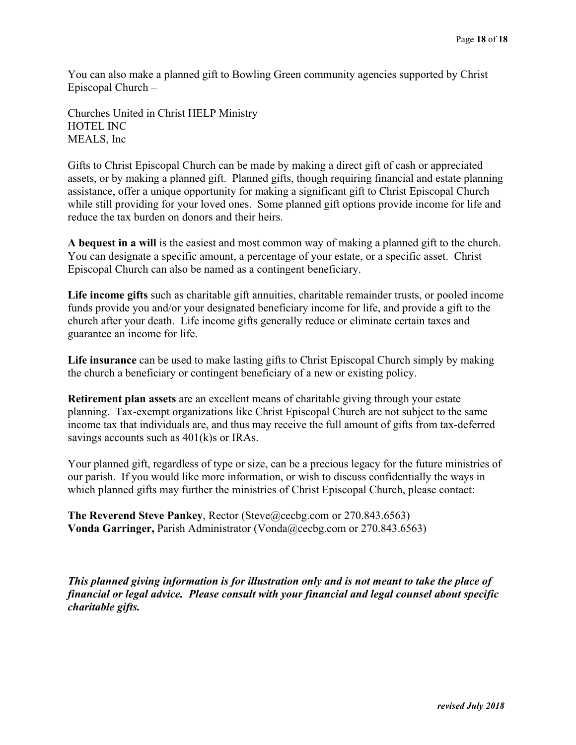You can also make a planned gift to Bowling Green community agencies supported by Christ Episcopal Church –

Churches United in Christ HELP Ministry
HOTEL INC
MEALS, Inc

Gifts to Christ Episcopal Church can be made by making a direct gift of cash or appreciated assets, or by making a planned gift. Planned gifts, though requiring financial and estate planning assistance, offer a unique opportunity for making a significant gift to Christ Episcopal Church while still providing for your loved ones. Some planned gift options provide income for life and reduce the tax burden on donors and their heirs.

**A bequest in a will** is the easiest and most common way of making a planned gift to the church. You can designate a specific amount, a percentage of your estate, or a specific asset. Christ Episcopal Church can also be named as a contingent beneficiary.

**Life income gifts** such as charitable gift annuities, charitable remainder trusts, or pooled income funds provide you and/or your designated beneficiary income for life, and provide a gift to the church after your death. Life income gifts generally reduce or eliminate certain taxes and guarantee an income for life.

**Life insurance** can be used to make lasting gifts to Christ Episcopal Church simply by making the church a beneficiary or contingent beneficiary of a new or existing policy.

**Retirement plan assets** are an excellent means of charitable giving through your estate planning. Tax-exempt organizations like Christ Episcopal Church are not subject to the same income tax that individuals are, and thus may receive the full amount of gifts from tax-deferred savings accounts such as 401(k)s or IRAs.

Your planned gift, regardless of type or size, can be a precious legacy for the future ministries of our parish. If you would like more information, or wish to discuss confidentially the ways in which planned gifts may further the ministries of Christ Episcopal Church, please contact:

**The Reverend Steve Pankey**, Rector (Steve@cecbg.com or 270.843.6563)
**Vonda Garringer,** Parish Administrator (Vonda@cecbg.com or 270.843.6563)

***This planned giving information is for illustration only and is not meant to take the place of financial or legal advice. Please consult with your financial and legal counsel about specific charitable gifts.***

***revised July 2018***